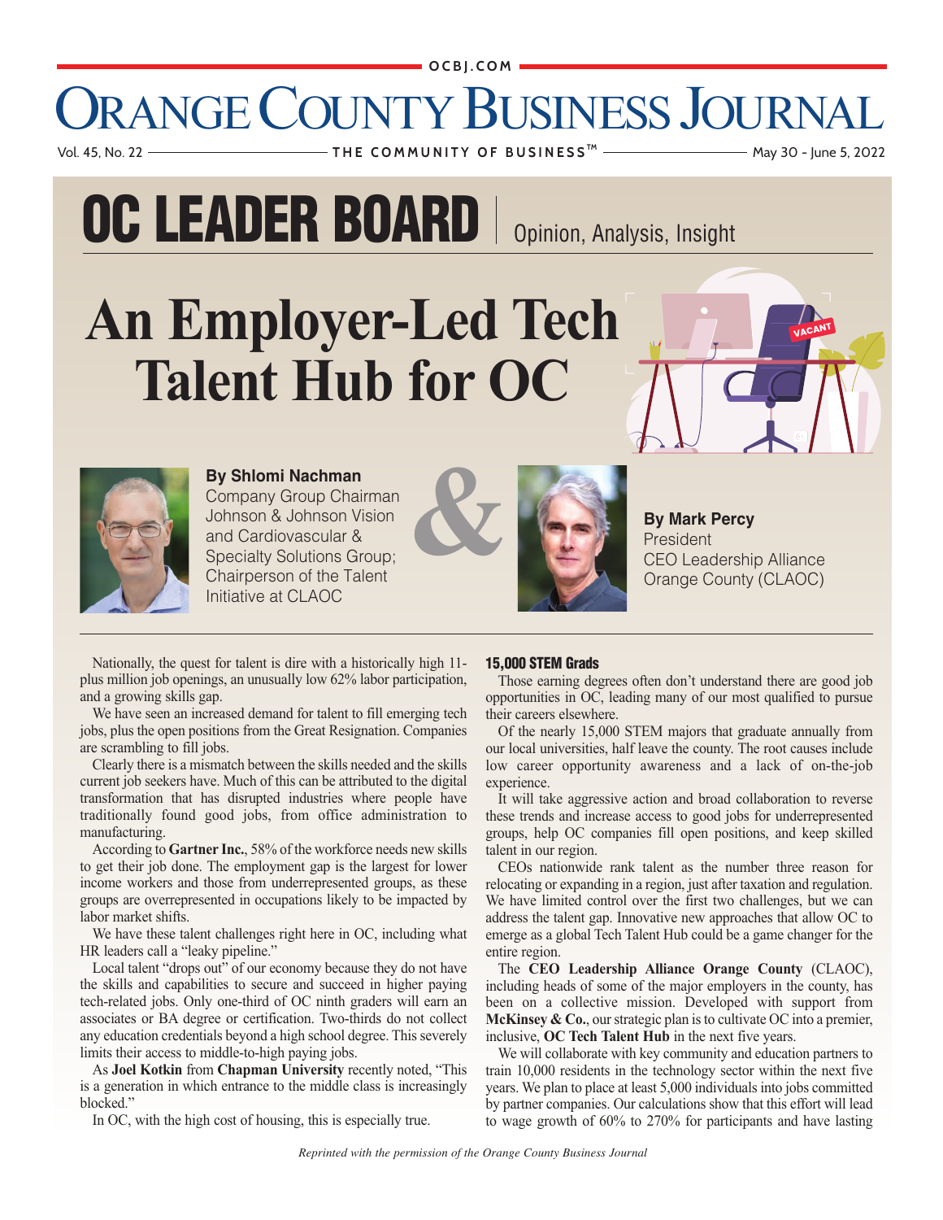# OC LEADER BOARD | Opinion, Analysis, Insight

# An Employer-Led Tech Talent Hub for OC

**By Shlomi Nachman**
Company Group Chairman
Johnson & Johnson Vision and Cardiovascular & Specialty Solutions Group;
Chairperson of the Talent Initiative at CLAOC

&

**By Mark Percy**
President
CEO Leadership Alliance Orange County (CLAOC)

Nationally, the quest for talent is dire with a historically high 11-plus million job openings, an unusually low 62% labor participation, and a growing skills gap.

We have seen an increased demand for talent to fill emerging tech jobs, plus the open positions from the Great Resignation. Companies are scrambling to fill jobs.

Clearly there is a mismatch between the skills needed and the skills current job seekers have. Much of this can be attributed to the digital transformation that has disrupted industries where people have traditionally found good jobs, from office administration to manufacturing.

According to **Gartner Inc.**, 58% of the workforce needs new skills to get their job done. The employment gap is the largest for lower income workers and those from underrepresented groups, as these groups are overrepresented in occupations likely to be impacted by labor market shifts.

We have these talent challenges right here in OC, including what HR leaders call a "leaky pipeline."

Local talent "drops out" of our economy because they do not have the skills and capabilities to secure and succeed in higher paying tech-related jobs. Only one-third of OC ninth graders will earn an associates or BA degree or certification. Two-thirds do not collect any education credentials beyond a high school degree. This severely limits their access to middle-to-high paying jobs.

As **Joel Kotkin** from **Chapman University** recently noted, "This is a generation in which entrance to the middle class is increasingly blocked."

In OC, with the high cost of housing, this is especially true.

### 15,000 STEM Grads

Those earning degrees often don't understand there are good job opportunities in OC, leading many of our most qualified to pursue their careers elsewhere.

Of the nearly 15,000 STEM majors that graduate annually from our local universities, half leave the county. The root causes include low career opportunity awareness and a lack of on-the-job experience.

It will take aggressive action and broad collaboration to reverse these trends and increase access to good jobs for underrepresented groups, help OC companies fill open positions, and keep skilled talent in our region.

CEOs nationwide rank talent as the number three reason for relocating or expanding in a region, just after taxation and regulation. We have limited control over the first two challenges, but we can address the talent gap. Innovative new approaches that allow OC to emerge as a global Tech Talent Hub could be a game changer for the entire region.

The **CEO Leadership Alliance Orange County** (CLAOC), including heads of some of the major employers in the county, has been on a collective mission. Developed with support from **McKinsey & Co.**, our strategic plan is to cultivate OC into a premier, inclusive, **OC Tech Talent Hub** in the next five years.

We will collaborate with key community and education partners to train 10,000 residents in the technology sector within the next five years. We plan to place at least 5,000 individuals into jobs committed by partner companies. Our calculations show that this effort will lead to wage growth of 60% to 270% for participants and have lasting

*Reprinted with the permission of the Orange County Business Journal*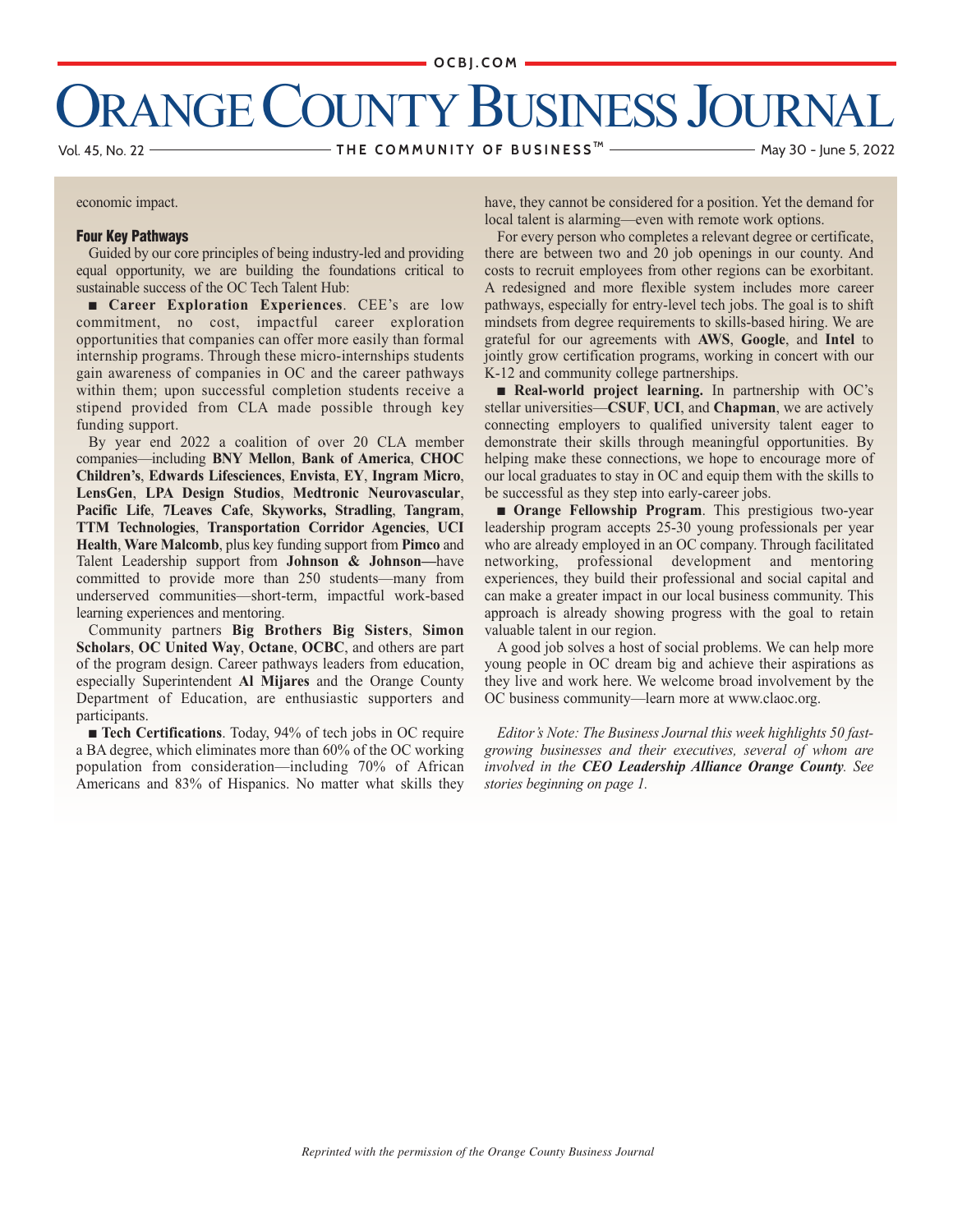economic impact.

### Four Key Pathways

Guided by our core principles of being industry-led and providing equal opportunity, we are building the foundations critical to sustainable success of the OC Tech Talent Hub:

■ **Career Exploration Experiences**. CEE's are low commitment, no cost, impactful career exploration opportunities that companies can offer more easily than formal internship programs. Through these micro-internships students gain awareness of companies in OC and the career pathways within them; upon successful completion students receive a stipend provided from CLA made possible through key funding support.

By year end 2022 a coalition of over 20 CLA member companies—including **BNY Mellon**, **Bank of America**, **CHOC Children's**, **Edwards Lifesciences**, **Envista**, **EY**, **Ingram Micro**, **LensGen**, **LPA Design Studios**, **Medtronic Neurovascular**, **Pacific Life**, **7Leaves Cafe**, **Skyworks, Stradling**, **Tangram**, **TTM Technologies**, **Transportation Corridor Agencies**, **UCI Health**, **Ware Malcomb**, plus key funding support from **Pimco** and Talent Leadership support from **Johnson & Johnson—**have committed to provide more than 250 students—many from underserved communities—short-term, impactful work-based learning experiences and mentoring.

Community partners **Big Brothers Big Sisters**, **Simon Scholars**, **OC United Way**, **Octane**, **OCBC**, and others are part of the program design. Career pathways leaders from education, especially Superintendent **Al Mijares** and the Orange County Department of Education, are enthusiastic supporters and participants.

■ **Tech Certifications**. Today, 94% of tech jobs in OC require a BA degree, which eliminates more than 60% of the OC working population from consideration—including 70% of African Americans and 83% of Hispanics. No matter what skills they have, they cannot be considered for a position. Yet the demand for local talent is alarming—even with remote work options.

For every person who completes a relevant degree or certificate, there are between two and 20 job openings in our county. And costs to recruit employees from other regions can be exorbitant. A redesigned and more flexible system includes more career pathways, especially for entry-level tech jobs. The goal is to shift mindsets from degree requirements to skills-based hiring. We are grateful for our agreements with **AWS**, **Google**, and **Intel** to jointly grow certification programs, working in concert with our K-12 and community college partnerships.

■ **Real-world project learning.** In partnership with OC's stellar universities—**CSUF**, **UCI**, and **Chapman**, we are actively connecting employers to qualified university talent eager to demonstrate their skills through meaningful opportunities. By helping make these connections, we hope to encourage more of our local graduates to stay in OC and equip them with the skills to be successful as they step into early-career jobs.

■ **Orange Fellowship Program**. This prestigious two-year leadership program accepts 25-30 young professionals per year who are already employed in an OC company. Through facilitated networking, professional development and mentoring experiences, they build their professional and social capital and can make a greater impact in our local business community. This approach is already showing progress with the goal to retain valuable talent in our region.

A good job solves a host of social problems. We can help more young people in OC dream big and achieve their aspirations as they live and work here. We welcome broad involvement by the OC business community—learn more at www.claoc.org.

*Editor's Note: The Business Journal this week highlights 50 fast-growing businesses and their executives, several of whom are involved in the* ***CEO Leadership Alliance Orange County****. See stories beginning on page 1.*

*Reprinted with the permission of the Orange County Business Journal*